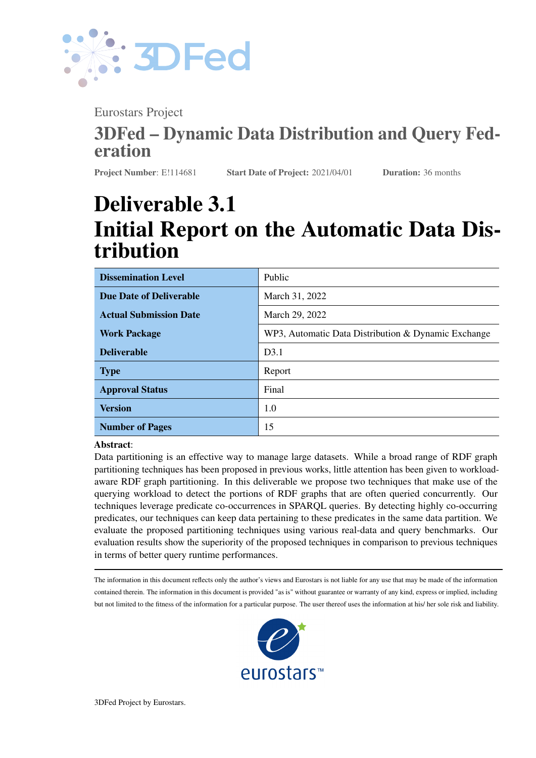Eurostars Project

## 3DFed – Dynamic Data Distribution and Query Federation

**Project Number**: E!114681 **Start Date of Project:** 2021/04/01 **Duration:** 36 months

# Deliverable 3.1
# Initial Report on the Automatic Data Distribution

| | |
|---|---|
| **Dissemination Level** | Public |
| **Due Date of Deliverable** | March 31, 2022 |
| **Actual Submission Date** | March 29, 2022 |
| **Work Package** | WP3, Automatic Data Distribution & Dynamic Exchange |
| **Deliverable** | D3.1 |
| **Type** | Report |
| **Approval Status** | Final |
| **Version** | 1.0 |
| **Number of Pages** | 15 |

**Abstract**:
Data partitioning is an effective way to manage large datasets. While a broad range of RDF graph partitioning techniques has been proposed in previous works, little attention has been given to workload-aware RDF graph partitioning. In this deliverable we propose two techniques that make use of the querying workload to detect the portions of RDF graphs that are often queried concurrently. Our techniques leverage predicate co-occurrences in SPARQL queries. By detecting highly co-occurring predicates, our techniques can keep data pertaining to these predicates in the same data partition. We evaluate the proposed partitioning techniques using various real-data and query benchmarks. Our evaluation results show the superiority of the proposed techniques in comparison to previous techniques in terms of better query runtime performances.

The information in this document reflects only the author's views and Eurostars is not liable for any use that may be made of the information contained therein. The information in this document is provided "as is" without guarantee or warranty of any kind, express or implied, including but not limited to the fitness of the information for a particular purpose. The user thereof uses the information at his/ her sole risk and liability.

3DFed Project by Eurostars.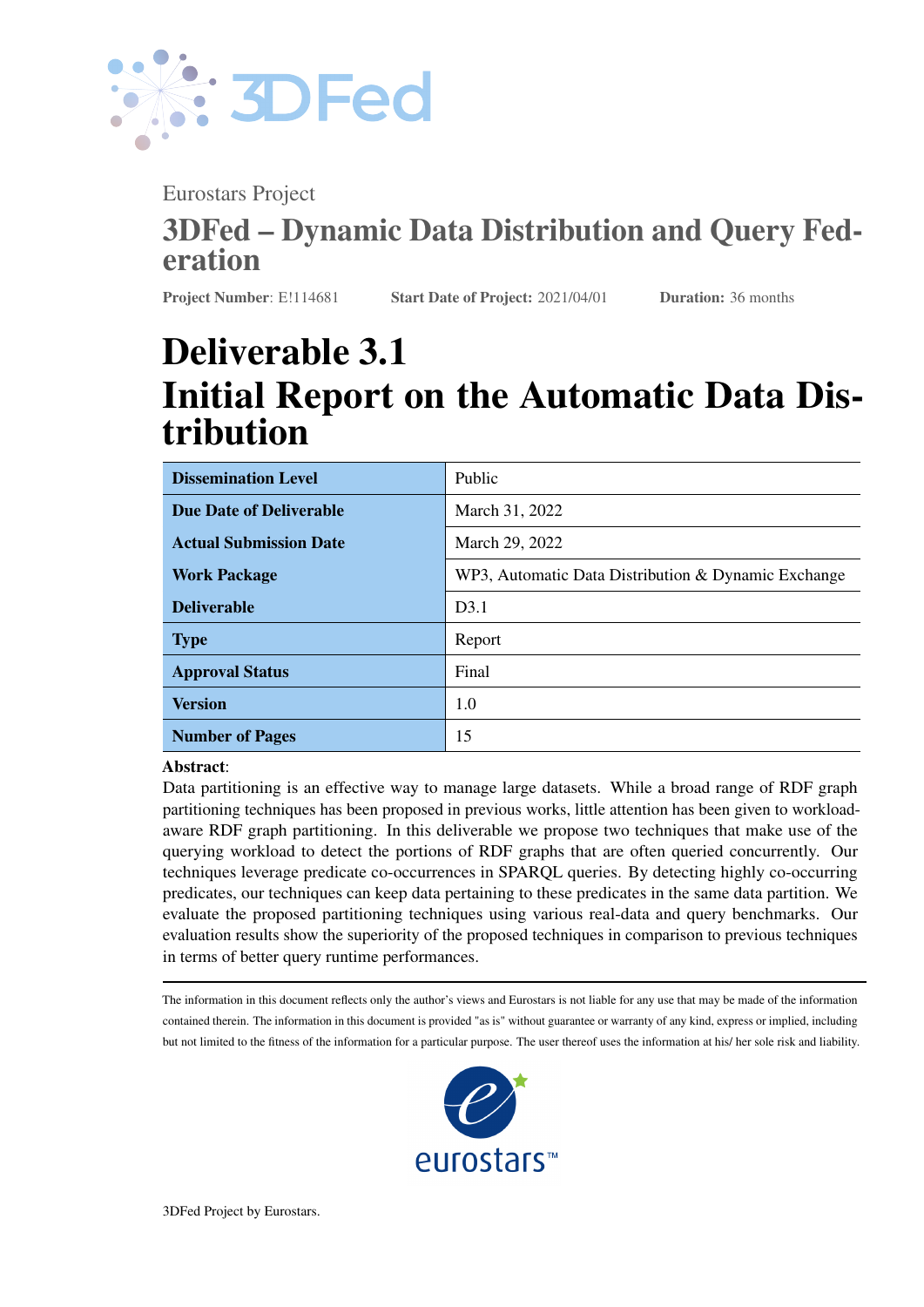Eurostars Project

## 3DFed – Dynamic Data Distribution and Query Federation

**Project Number**: E!114681 **Start Date of Project:** 2021/04/01 **Duration:** 36 months

# Deliverable 3.1
# Initial Report on the Automatic Data Distribution

| **Dissemination Level** | Public |
|---|---|
| **Due Date of Deliverable** | March 31, 2022 |
| **Actual Submission Date** | March 29, 2022 |
| **Work Package** | WP3, Automatic Data Distribution & Dynamic Exchange |
| **Deliverable** | D3.1 |
| **Type** | Report |
| **Approval Status** | Final |
| **Version** | 1.0 |
| **Number of Pages** | 15 |

**Abstract**:
Data partitioning is an effective way to manage large datasets. While a broad range of RDF graph partitioning techniques has been proposed in previous works, little attention has been given to workload-aware RDF graph partitioning. In this deliverable we propose two techniques that make use of the querying workload to detect the portions of RDF graphs that are often queried concurrently. Our techniques leverage predicate co-occurrences in SPARQL queries. By detecting highly co-occurring predicates, our techniques can keep data pertaining to these predicates in the same data partition. We evaluate the proposed partitioning techniques using various real-data and query benchmarks. Our evaluation results show the superiority of the proposed techniques in comparison to previous techniques in terms of better query runtime performances.

The information in this document reflects only the author's views and Eurostars is not liable for any use that may be made of the information contained therein. The information in this document is provided "as is" without guarantee or warranty of any kind, express or implied, including but not limited to the fitness of the information for a particular purpose. The user thereof uses the information at his/ her sole risk and liability.

3DFed Project by Eurostars.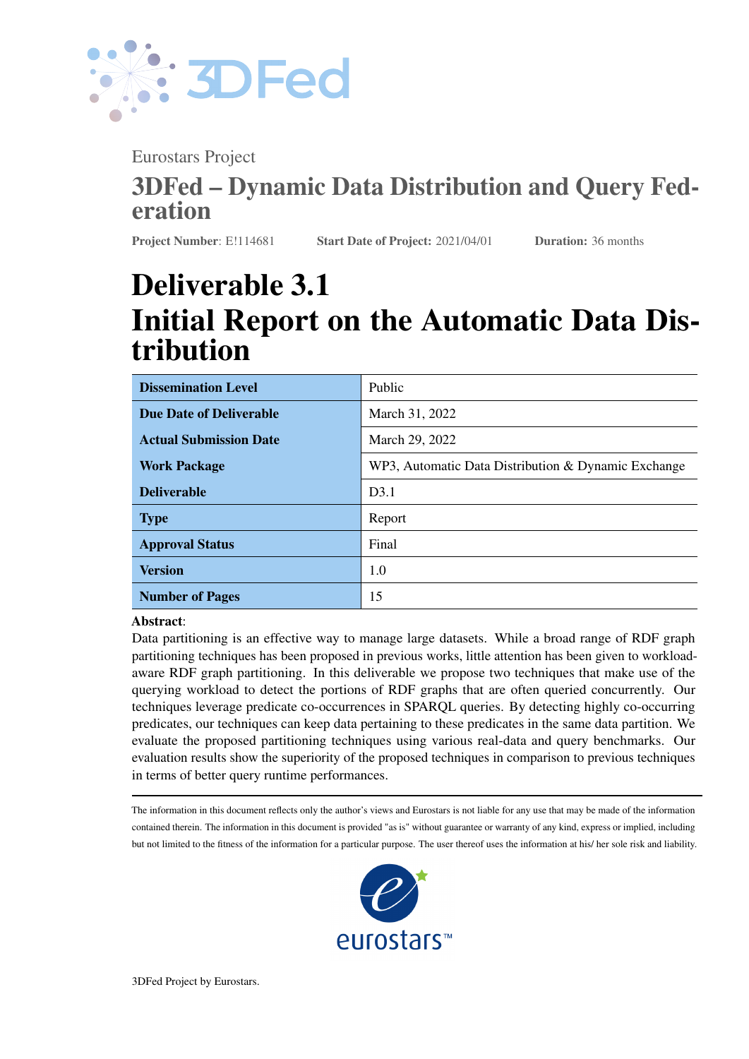Eurostars Project

## 3DFed – Dynamic Data Distribution and Query Federation

**Project Number**: E!114681 **Start Date of Project:** 2021/04/01 **Duration:** 36 months

# Deliverable 3.1
# Initial Report on the Automatic Data Distribution

| **Dissemination Level** | Public |
|---|---|
| **Due Date of Deliverable** | March 31, 2022 |
| **Actual Submission Date** | March 29, 2022 |
| **Work Package** | WP3, Automatic Data Distribution & Dynamic Exchange |
| **Deliverable** | D3.1 |
| **Type** | Report |
| **Approval Status** | Final |
| **Version** | 1.0 |
| **Number of Pages** | 15 |

**Abstract**:
Data partitioning is an effective way to manage large datasets. While a broad range of RDF graph partitioning techniques has been proposed in previous works, little attention has been given to workload-aware RDF graph partitioning. In this deliverable we propose two techniques that make use of the querying workload to detect the portions of RDF graphs that are often queried concurrently. Our techniques leverage predicate co-occurrences in SPARQL queries. By detecting highly co-occurring predicates, our techniques can keep data pertaining to these predicates in the same data partition. We evaluate the proposed partitioning techniques using various real-data and query benchmarks. Our evaluation results show the superiority of the proposed techniques in comparison to previous techniques in terms of better query runtime performances.

---

The information in this document reflects only the author's views and Eurostars is not liable for any use that may be made of the information contained therein. The information in this document is provided "as is" without guarantee or warranty of any kind, express or implied, including but not limited to the fitness of the information for a particular purpose. The user thereof uses the information at his/ her sole risk and liability.

eurostars™

3DFed Project by Eurostars.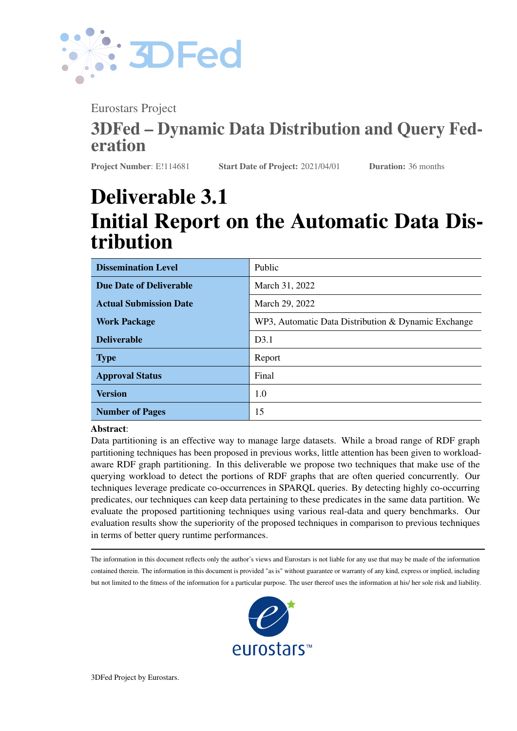Eurostars Project

## 3DFed – Dynamic Data Distribution and Query Federation

**Project Number**: E!114681 **Start Date of Project:** 2021/04/01 **Duration:** 36 months

# Deliverable 3.1
# Initial Report on the Automatic Data Distribution

| **Dissemination Level** | Public |
|---|---|
| **Due Date of Deliverable** | March 31, 2022 |
| **Actual Submission Date** | March 29, 2022 |
| **Work Package** | WP3, Automatic Data Distribution & Dynamic Exchange |
| **Deliverable** | D3.1 |
| **Type** | Report |
| **Approval Status** | Final |
| **Version** | 1.0 |
| **Number of Pages** | 15 |

**Abstract**:
Data partitioning is an effective way to manage large datasets. While a broad range of RDF graph partitioning techniques has been proposed in previous works, little attention has been given to workload-aware RDF graph partitioning. In this deliverable we propose two techniques that make use of the querying workload to detect the portions of RDF graphs that are often queried concurrently. Our techniques leverage predicate co-occurrences in SPARQL queries. By detecting highly co-occurring predicates, our techniques can keep data pertaining to these predicates in the same data partition. We evaluate the proposed partitioning techniques using various real-data and query benchmarks. Our evaluation results show the superiority of the proposed techniques in comparison to previous techniques in terms of better query runtime performances.

The information in this document reflects only the author's views and Eurostars is not liable for any use that may be made of the information contained therein. The information in this document is provided "as is" without guarantee or warranty of any kind, express or implied, including but not limited to the fitness of the information for a particular purpose. The user thereof uses the information at his/ her sole risk and liability.

3DFed Project by Eurostars.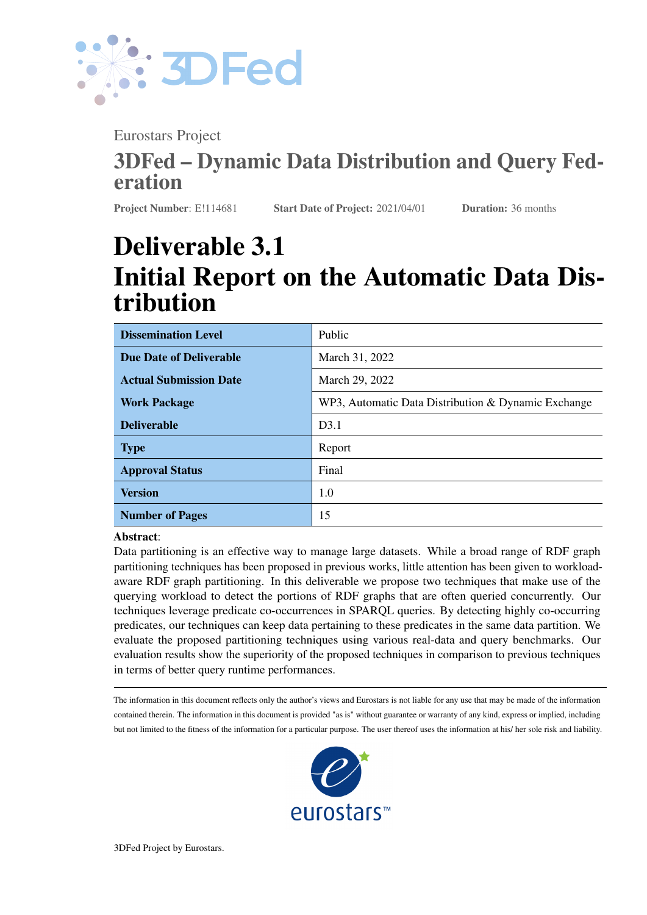Eurostars Project

# 3DFed – Dynamic Data Distribution and Query Federation

**Project Number**: E!114681 **Start Date of Project:** 2021/04/01 **Duration:** 36 months

# Deliverable 3.1
# Initial Report on the Automatic Data Distribution

| Dissemination Level | Public |
|---|---|
| Due Date of Deliverable | March 31, 2022 |
| Actual Submission Date | March 29, 2022 |
| Work Package | WP3, Automatic Data Distribution & Dynamic Exchange |
| Deliverable | D3.1 |
| Type | Report |
| Approval Status | Final |
| Version | 1.0 |
| Number of Pages | 15 |

**Abstract**:
Data partitioning is an effective way to manage large datasets. While a broad range of RDF graph partitioning techniques has been proposed in previous works, little attention has been given to workload-aware RDF graph partitioning. In this deliverable we propose two techniques that make use of the querying workload to detect the portions of RDF graphs that are often queried concurrently. Our techniques leverage predicate co-occurrences in SPARQL queries. By detecting highly co-occurring predicates, our techniques can keep data pertaining to these predicates in the same data partition. We evaluate the proposed partitioning techniques using various real-data and query benchmarks. Our evaluation results show the superiority of the proposed techniques in comparison to previous techniques in terms of better query runtime performances.

The information in this document reflects only the author's views and Eurostars is not liable for any use that may be made of the information contained therein. The information in this document is provided "as is" without guarantee or warranty of any kind, express or implied, including but not limited to the fitness of the information for a particular purpose. The user thereof uses the information at his/ her sole risk and liability.

3DFed Project by Eurostars.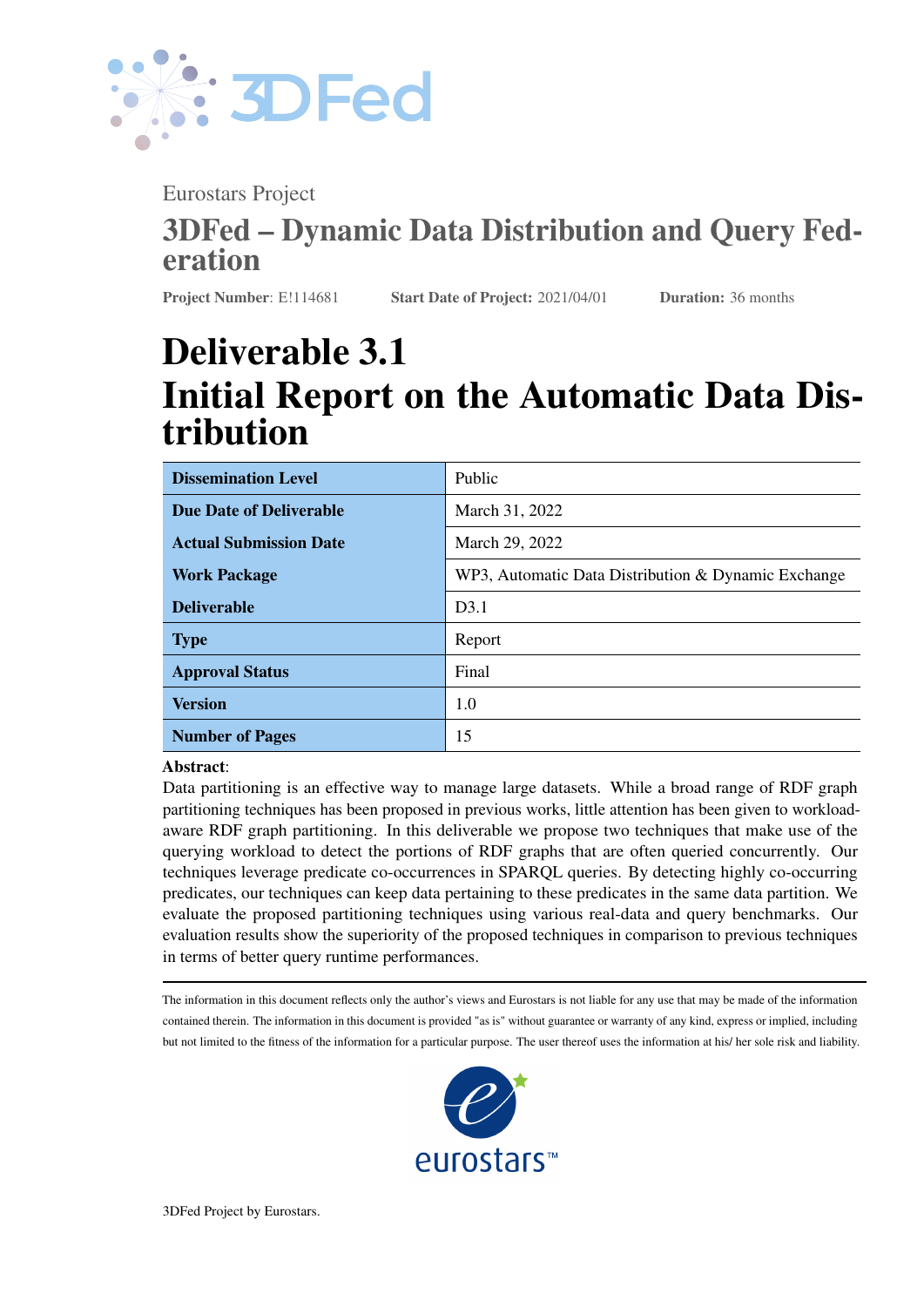Eurostars Project

# 3DFed – Dynamic Data Distribution and Query Federation

**Project Number**: E!114681 **Start Date of Project:** 2021/04/01 **Duration:** 36 months

# Deliverable 3.1
# Initial Report on the Automatic Data Distribution

| **Dissemination Level** | Public |
|---|---|
| **Due Date of Deliverable** | March 31, 2022 |
| **Actual Submission Date** | March 29, 2022 |
| **Work Package** | WP3, Automatic Data Distribution & Dynamic Exchange |
| **Deliverable** | D3.1 |
| **Type** | Report |
| **Approval Status** | Final |
| **Version** | 1.0 |
| **Number of Pages** | 15 |

**Abstract**:
Data partitioning is an effective way to manage large datasets. While a broad range of RDF graph partitioning techniques has been proposed in previous works, little attention has been given to workload-aware RDF graph partitioning. In this deliverable we propose two techniques that make use of the querying workload to detect the portions of RDF graphs that are often queried concurrently. Our techniques leverage predicate co-occurrences in SPARQL queries. By detecting highly co-occurring predicates, our techniques can keep data pertaining to these predicates in the same data partition. We evaluate the proposed partitioning techniques using various real-data and query benchmarks. Our evaluation results show the superiority of the proposed techniques in comparison to previous techniques in terms of better query runtime performances.

The information in this document reflects only the author's views and Eurostars is not liable for any use that may be made of the information contained therein. The information in this document is provided "as is" without guarantee or warranty of any kind, express or implied, including but not limited to the fitness of the information for a particular purpose. The user thereof uses the information at his/ her sole risk and liability.

3DFed Project by Eurostars.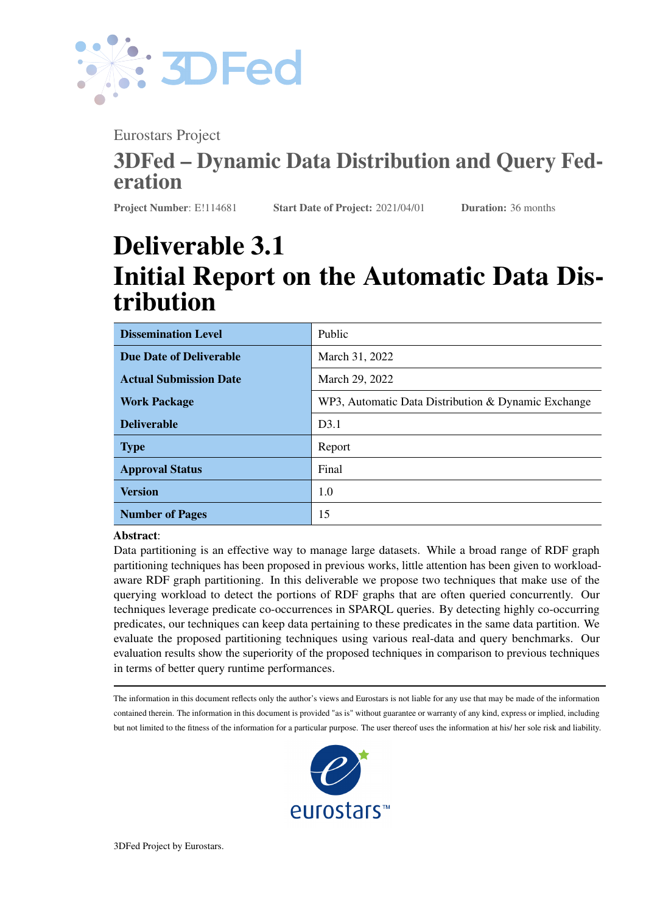Eurostars Project

## 3DFed – Dynamic Data Distribution and Query Federation

**Project Number**: E!114681 **Start Date of Project:** 2021/04/01 **Duration:** 36 months

# Deliverable 3.1
# Initial Report on the Automatic Data Distribution

| **Dissemination Level** | Public |
|---|---|
| **Due Date of Deliverable** | March 31, 2022 |
| **Actual Submission Date** | March 29, 2022 |
| **Work Package** | WP3, Automatic Data Distribution & Dynamic Exchange |
| **Deliverable** | D3.1 |
| **Type** | Report |
| **Approval Status** | Final |
| **Version** | 1.0 |
| **Number of Pages** | 15 |

**Abstract**:
Data partitioning is an effective way to manage large datasets. While a broad range of RDF graph partitioning techniques has been proposed in previous works, little attention has been given to workload-aware RDF graph partitioning. In this deliverable we propose two techniques that make use of the querying workload to detect the portions of RDF graphs that are often queried concurrently. Our techniques leverage predicate co-occurrences in SPARQL queries. By detecting highly co-occurring predicates, our techniques can keep data pertaining to these predicates in the same data partition. We evaluate the proposed partitioning techniques using various real-data and query benchmarks. Our evaluation results show the superiority of the proposed techniques in comparison to previous techniques in terms of better query runtime performances.

The information in this document reflects only the author's views and Eurostars is not liable for any use that may be made of the information contained therein. The information in this document is provided "as is" without guarantee or warranty of any kind, express or implied, including but not limited to the fitness of the information for a particular purpose. The user thereof uses the information at his/ her sole risk and liability.

eurostars™

3DFed Project by Eurostars.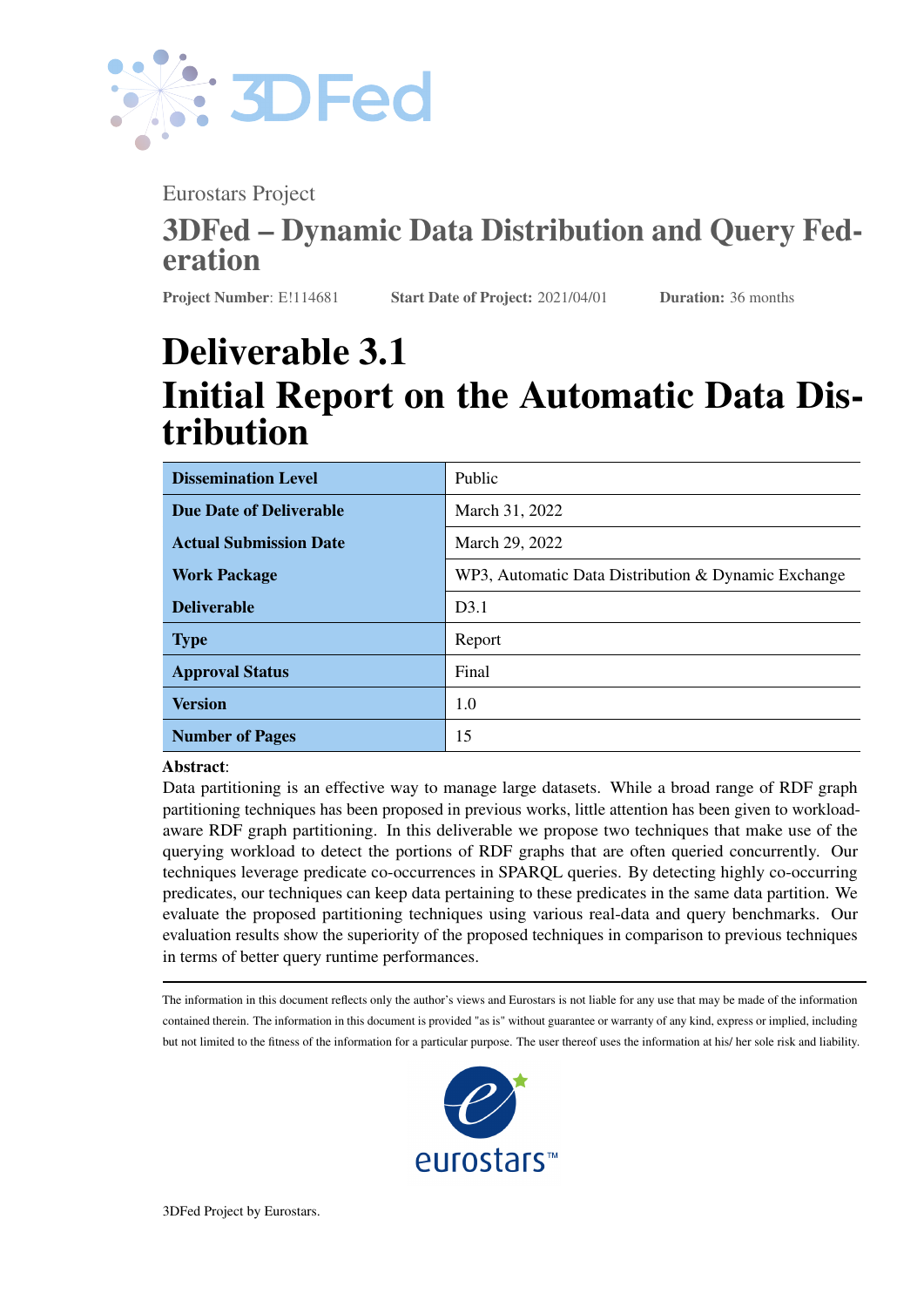Eurostars Project

## 3DFed – Dynamic Data Distribution and Query Federation

**Project Number**: E!114681 **Start Date of Project:** 2021/04/01 **Duration:** 36 months

# Deliverable 3.1
# Initial Report on the Automatic Data Distribution

| **Dissemination Level** | Public |
|---|---|
| **Due Date of Deliverable** | March 31, 2022 |
| **Actual Submission Date** | March 29, 2022 |
| **Work Package** | WP3, Automatic Data Distribution & Dynamic Exchange |
| **Deliverable** | D3.1 |
| **Type** | Report |
| **Approval Status** | Final |
| **Version** | 1.0 |
| **Number of Pages** | 15 |

**Abstract**:
Data partitioning is an effective way to manage large datasets. While a broad range of RDF graph partitioning techniques has been proposed in previous works, little attention has been given to workload-aware RDF graph partitioning. In this deliverable we propose two techniques that make use of the querying workload to detect the portions of RDF graphs that are often queried concurrently. Our techniques leverage predicate co-occurrences in SPARQL queries. By detecting highly co-occurring predicates, our techniques can keep data pertaining to these predicates in the same data partition. We evaluate the proposed partitioning techniques using various real-data and query benchmarks. Our evaluation results show the superiority of the proposed techniques in comparison to previous techniques in terms of better query runtime performances.

The information in this document reflects only the author's views and Eurostars is not liable for any use that may be made of the information contained therein. The information in this document is provided "as is" without guarantee or warranty of any kind, express or implied, including but not limited to the fitness of the information for a particular purpose. The user thereof uses the information at his/ her sole risk and liability.

3DFed Project by Eurostars.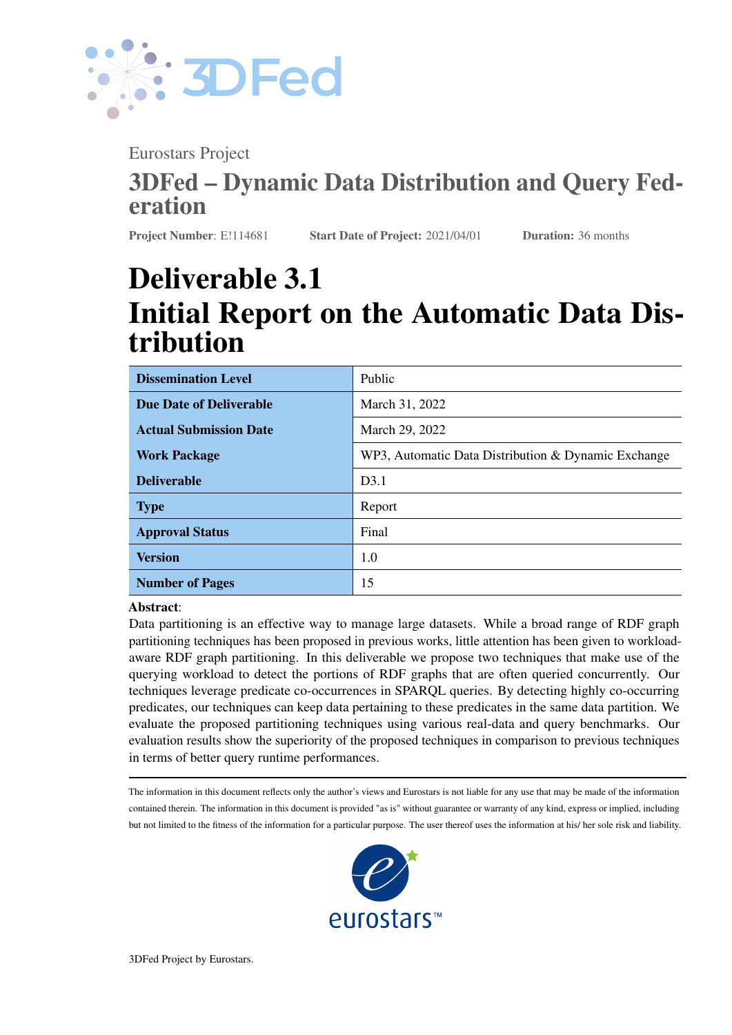Eurostars Project

## 3DFed – Dynamic Data Distribution and Query Federation

**Project Number**: E!114681 **Start Date of Project:** 2021/04/01 **Duration:** 36 months

# Deliverable 3.1
# Initial Report on the Automatic Data Distribution

| **Dissemination Level** | Public |
|---|---|
| **Due Date of Deliverable** | March 31, 2022 |
| **Actual Submission Date** | March 29, 2022 |
| **Work Package** | WP3, Automatic Data Distribution & Dynamic Exchange |
| **Deliverable** | D3.1 |
| **Type** | Report |
| **Approval Status** | Final |
| **Version** | 1.0 |
| **Number of Pages** | 15 |

**Abstract**:
Data partitioning is an effective way to manage large datasets. While a broad range of RDF graph partitioning techniques has been proposed in previous works, little attention has been given to workload-aware RDF graph partitioning. In this deliverable we propose two techniques that make use of the querying workload to detect the portions of RDF graphs that are often queried concurrently. Our techniques leverage predicate co-occurrences in SPARQL queries. By detecting highly co-occurring predicates, our techniques can keep data pertaining to these predicates in the same data partition. We evaluate the proposed partitioning techniques using various real-data and query benchmarks. Our evaluation results show the superiority of the proposed techniques in comparison to previous techniques in terms of better query runtime performances.

The information in this document reflects only the author's views and Eurostars is not liable for any use that may be made of the information contained therein. The information in this document is provided "as is" without guarantee or warranty of any kind, express or implied, including but not limited to the fitness of the information for a particular purpose. The user thereof uses the information at his/ her sole risk and liability.

3DFed Project by Eurostars.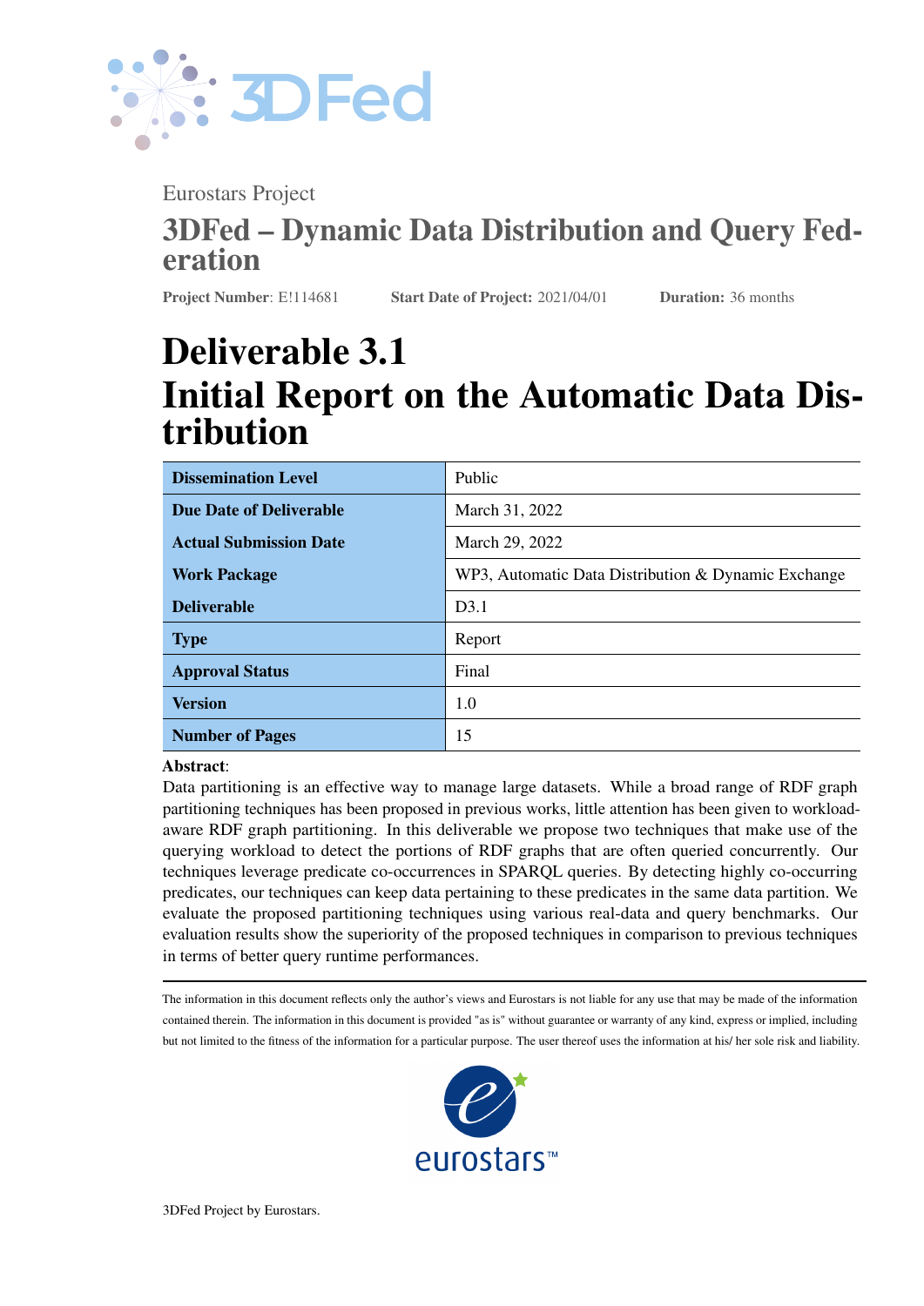Eurostars Project

## 3DFed – Dynamic Data Distribution and Query Federation

**Project Number**: E!114681 **Start Date of Project:** 2021/04/01 **Duration:** 36 months

# Deliverable 3.1
# Initial Report on the Automatic Data Distribution

| **Dissemination Level** | Public |
|---|---|
| **Due Date of Deliverable** | March 31, 2022 |
| **Actual Submission Date** | March 29, 2022 |
| **Work Package** | WP3, Automatic Data Distribution & Dynamic Exchange |
| **Deliverable** | D3.1 |
| **Type** | Report |
| **Approval Status** | Final |
| **Version** | 1.0 |
| **Number of Pages** | 15 |

**Abstract**:
Data partitioning is an effective way to manage large datasets. While a broad range of RDF graph partitioning techniques has been proposed in previous works, little attention has been given to workload-aware RDF graph partitioning. In this deliverable we propose two techniques that make use of the querying workload to detect the portions of RDF graphs that are often queried concurrently. Our techniques leverage predicate co-occurrences in SPARQL queries. By detecting highly co-occurring predicates, our techniques can keep data pertaining to these predicates in the same data partition. We evaluate the proposed partitioning techniques using various real-data and query benchmarks. Our evaluation results show the superiority of the proposed techniques in comparison to previous techniques in terms of better query runtime performances.

The information in this document reflects only the author's views and Eurostars is not liable for any use that may be made of the information contained therein. The information in this document is provided "as is" without guarantee or warranty of any kind, express or implied, including but not limited to the fitness of the information for a particular purpose. The user thereof uses the information at his/ her sole risk and liability.

3DFed Project by Eurostars.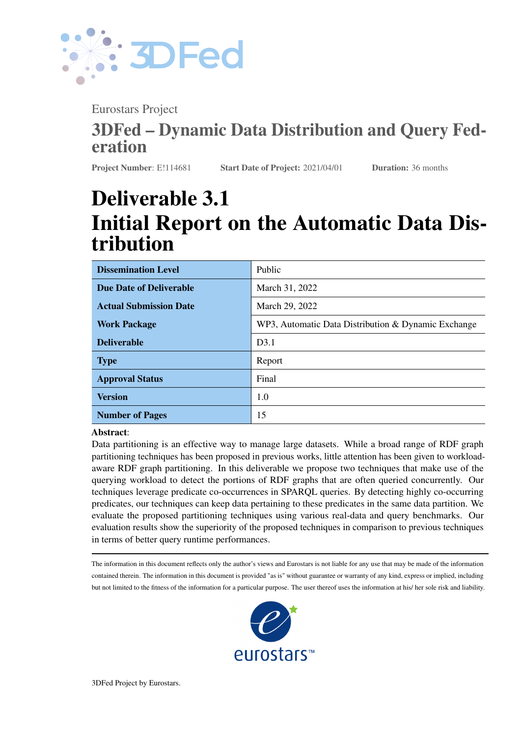Eurostars Project

## 3DFed – Dynamic Data Distribution and Query Federation

**Project Number**: E!114681 **Start Date of Project:** 2021/04/01 **Duration:** 36 months

# Deliverable 3.1
# Initial Report on the Automatic Data Distribution

| **Dissemination Level** | Public |
|---|---|
| **Due Date of Deliverable** | March 31, 2022 |
| **Actual Submission Date** | March 29, 2022 |
| **Work Package** | WP3, Automatic Data Distribution & Dynamic Exchange |
| **Deliverable** | D3.1 |
| **Type** | Report |
| **Approval Status** | Final |
| **Version** | 1.0 |
| **Number of Pages** | 15 |

**Abstract**:
Data partitioning is an effective way to manage large datasets. While a broad range of RDF graph partitioning techniques has been proposed in previous works, little attention has been given to workload-aware RDF graph partitioning. In this deliverable we propose two techniques that make use of the querying workload to detect the portions of RDF graphs that are often queried concurrently. Our techniques leverage predicate co-occurrences in SPARQL queries. By detecting highly co-occurring predicates, our techniques can keep data pertaining to these predicates in the same data partition. We evaluate the proposed partitioning techniques using various real-data and query benchmarks. Our evaluation results show the superiority of the proposed techniques in comparison to previous techniques in terms of better query runtime performances.

The information in this document reflects only the author's views and Eurostars is not liable for any use that may be made of the information contained therein. The information in this document is provided "as is" without guarantee or warranty of any kind, express or implied, including but not limited to the fitness of the information for a particular purpose. The user thereof uses the information at his/ her sole risk and liability.

3DFed Project by Eurostars.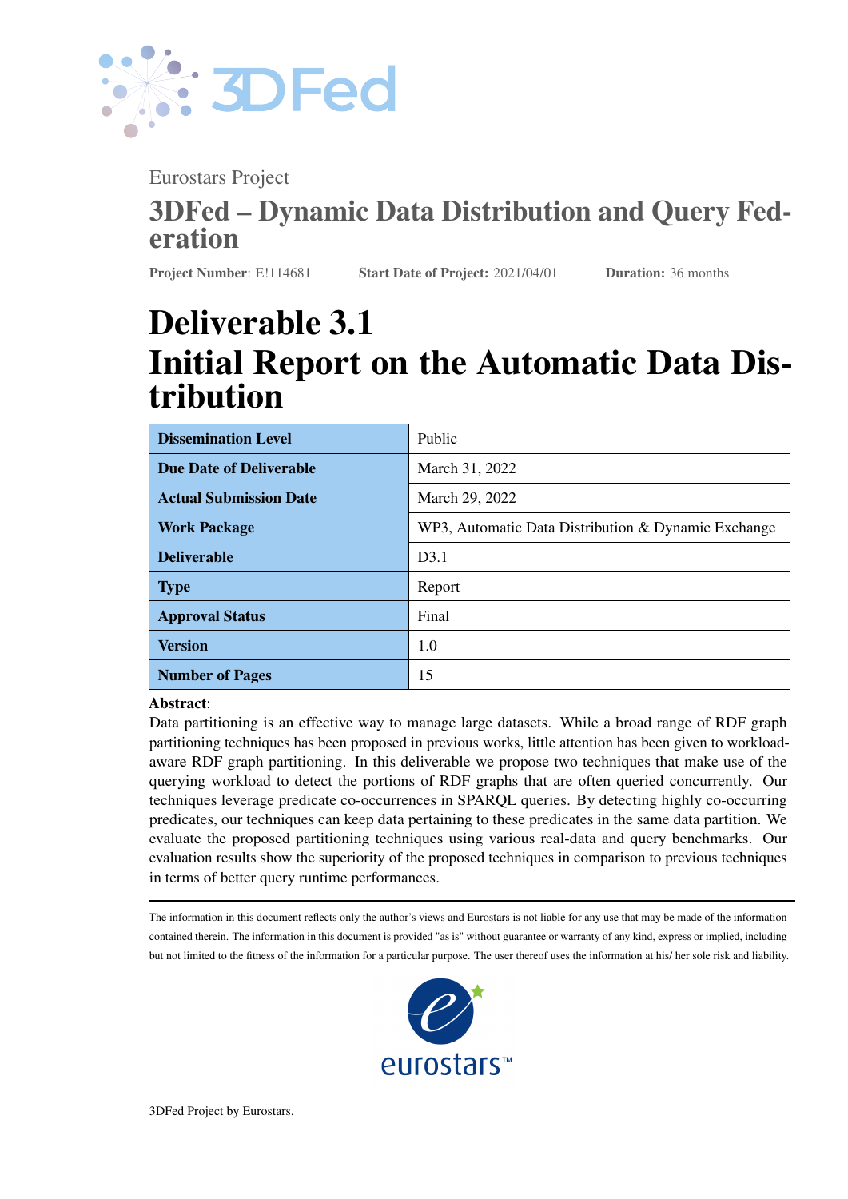Eurostars Project

## 3DFed – Dynamic Data Distribution and Query Federation

**Project Number**: E!114681 **Start Date of Project:** 2021/04/01 **Duration:** 36 months

# Deliverable 3.1
# Initial Report on the Automatic Data Distribution

| **Dissemination Level** | Public |
|---|---|
| **Due Date of Deliverable** | March 31, 2022 |
| **Actual Submission Date** | March 29, 2022 |
| **Work Package** | WP3, Automatic Data Distribution & Dynamic Exchange |
| **Deliverable** | D3.1 |
| **Type** | Report |
| **Approval Status** | Final |
| **Version** | 1.0 |
| **Number of Pages** | 15 |

**Abstract**:
Data partitioning is an effective way to manage large datasets. While a broad range of RDF graph partitioning techniques has been proposed in previous works, little attention has been given to workload-aware RDF graph partitioning. In this deliverable we propose two techniques that make use of the querying workload to detect the portions of RDF graphs that are often queried concurrently. Our techniques leverage predicate co-occurrences in SPARQL queries. By detecting highly co-occurring predicates, our techniques can keep data pertaining to these predicates in the same data partition. We evaluate the proposed partitioning techniques using various real-data and query benchmarks. Our evaluation results show the superiority of the proposed techniques in comparison to previous techniques in terms of better query runtime performances.

The information in this document reflects only the author's views and Eurostars is not liable for any use that may be made of the information contained therein. The information in this document is provided "as is" without guarantee or warranty of any kind, express or implied, including but not limited to the fitness of the information for a particular purpose. The user thereof uses the information at his/ her sole risk and liability.

3DFed Project by Eurostars.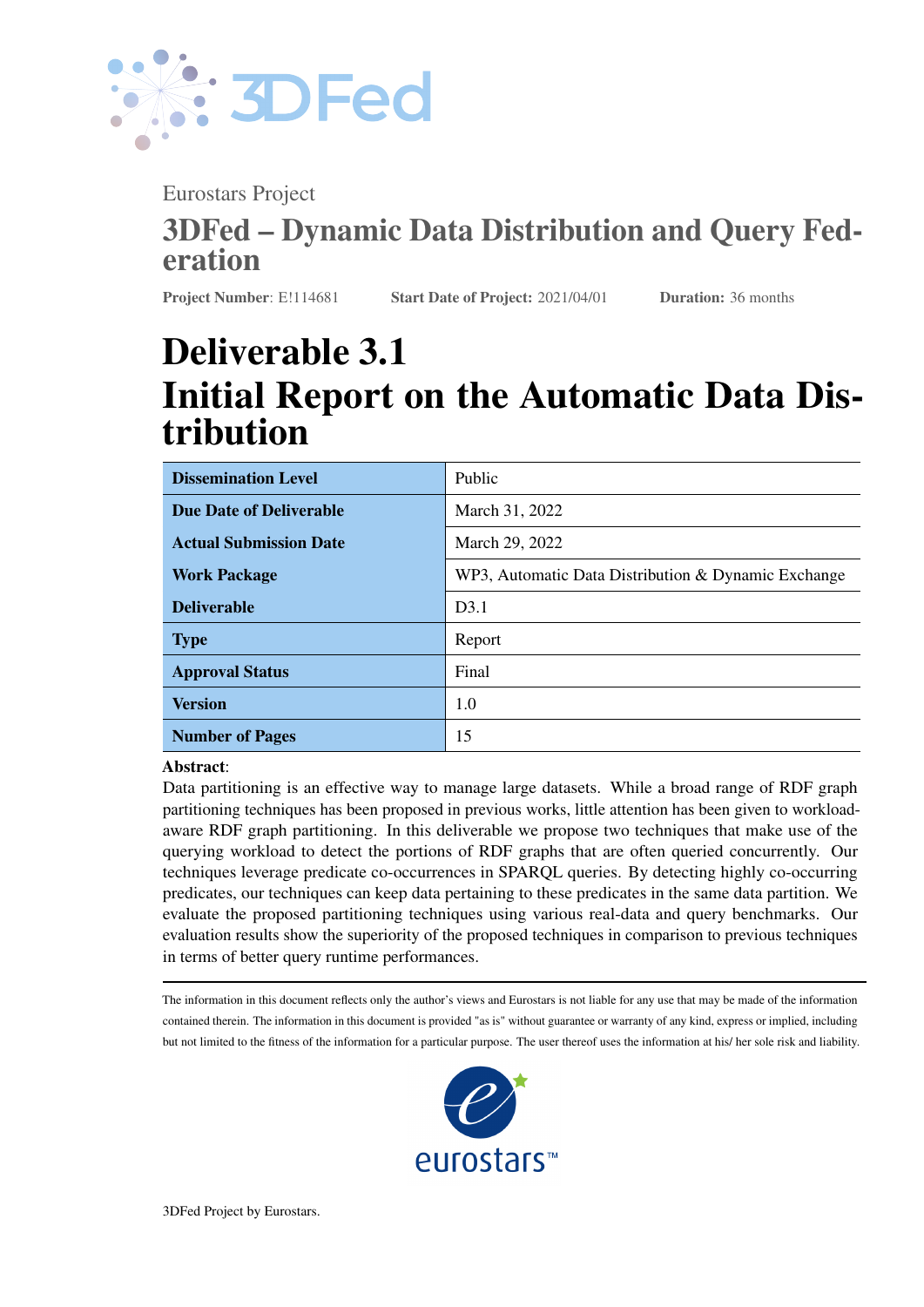Eurostars Project

# 3DFed – Dynamic Data Distribution and Query Federation

**Project Number**: E!114681 **Start Date of Project:** 2021/04/01 **Duration:** 36 months

# Deliverable 3.1
# Initial Report on the Automatic Data Distribution

| **Dissemination Level** | Public |
|---|---|
| **Due Date of Deliverable** | March 31, 2022 |
| **Actual Submission Date** | March 29, 2022 |
| **Work Package** | WP3, Automatic Data Distribution & Dynamic Exchange |
| **Deliverable** | D3.1 |
| **Type** | Report |
| **Approval Status** | Final |
| **Version** | 1.0 |
| **Number of Pages** | 15 |

**Abstract**:
Data partitioning is an effective way to manage large datasets. While a broad range of RDF graph partitioning techniques has been proposed in previous works, little attention has been given to workload-aware RDF graph partitioning. In this deliverable we propose two techniques that make use of the querying workload to detect the portions of RDF graphs that are often queried concurrently. Our techniques leverage predicate co-occurrences in SPARQL queries. By detecting highly co-occurring predicates, our techniques can keep data pertaining to these predicates in the same data partition. We evaluate the proposed partitioning techniques using various real-data and query benchmarks. Our evaluation results show the superiority of the proposed techniques in comparison to previous techniques in terms of better query runtime performances.

The information in this document reflects only the author's views and Eurostars is not liable for any use that may be made of the information contained therein. The information in this document is provided "as is" without guarantee or warranty of any kind, express or implied, including but not limited to the fitness of the information for a particular purpose. The user thereof uses the information at his/ her sole risk and liability.

3DFed Project by Eurostars.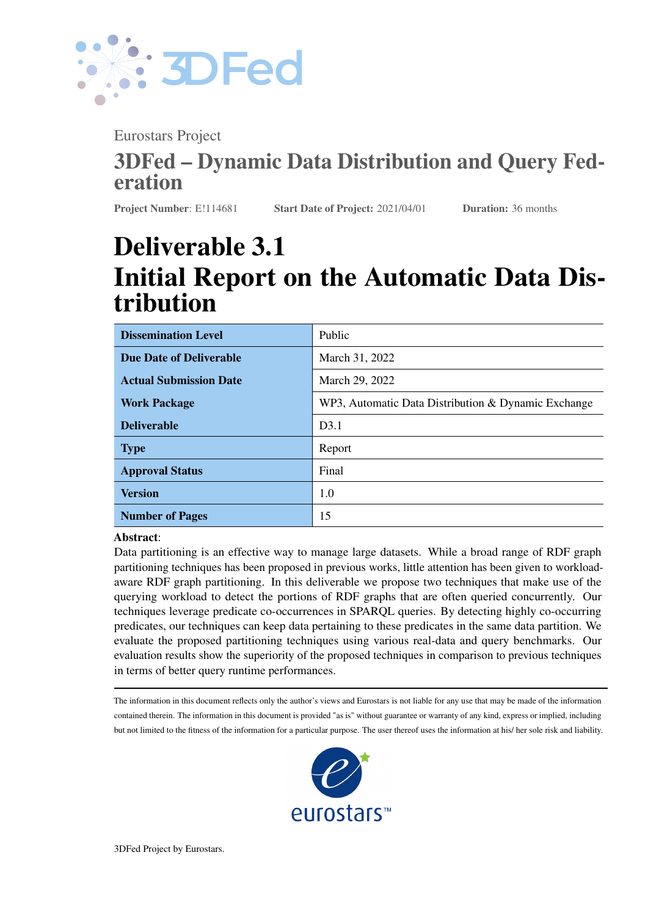Eurostars Project

## 3DFed – Dynamic Data Distribution and Query Federation

**Project Number**: E!114681 **Start Date of Project:** 2021/04/01 **Duration:** 36 months

# Deliverable 3.1
# Initial Report on the Automatic Data Distribution

| | |
|---|---|
| **Dissemination Level** | Public |
| **Due Date of Deliverable** | March 31, 2022 |
| **Actual Submission Date** | March 29, 2022 |
| **Work Package** | WP3, Automatic Data Distribution & Dynamic Exchange |
| **Deliverable** | D3.1 |
| **Type** | Report |
| **Approval Status** | Final |
| **Version** | 1.0 |
| **Number of Pages** | 15 |

**Abstract**:
Data partitioning is an effective way to manage large datasets. While a broad range of RDF graph partitioning techniques has been proposed in previous works, little attention has been given to workload-aware RDF graph partitioning. In this deliverable we propose two techniques that make use of the querying workload to detect the portions of RDF graphs that are often queried concurrently. Our techniques leverage predicate co-occurrences in SPARQL queries. By detecting highly co-occurring predicates, our techniques can keep data pertaining to these predicates in the same data partition. We evaluate the proposed partitioning techniques using various real-data and query benchmarks. Our evaluation results show the superiority of the proposed techniques in comparison to previous techniques in terms of better query runtime performances.

The information in this document reflects only the author's views and Eurostars is not liable for any use that may be made of the information contained therein. The information in this document is provided "as is" without guarantee or warranty of any kind, express or implied, including but not limited to the fitness of the information for a particular purpose. The user thereof uses the information at his/ her sole risk and liability.

3DFed Project by Eurostars.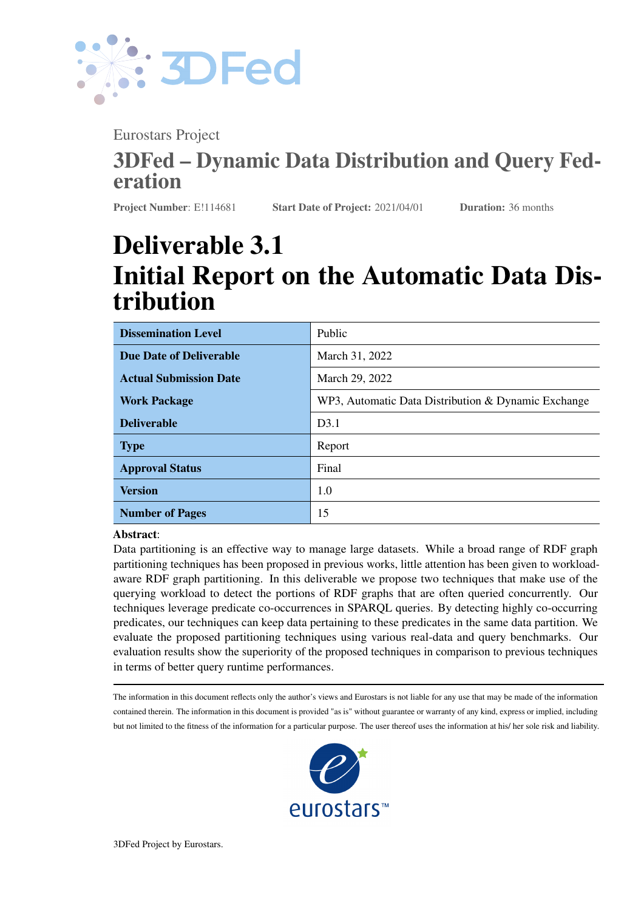Eurostars Project

## 3DFed – Dynamic Data Distribution and Query Federation

**Project Number**: E!114681 **Start Date of Project:** 2021/04/01 **Duration:** 36 months

# Deliverable 3.1
# Initial Report on the Automatic Data Distribution

| **Dissemination Level** | Public |
| --- | --- |
| **Due Date of Deliverable** | March 31, 2022 |
| **Actual Submission Date** | March 29, 2022 |
| **Work Package** | WP3, Automatic Data Distribution & Dynamic Exchange |
| **Deliverable** | D3.1 |
| **Type** | Report |
| **Approval Status** | Final |
| **Version** | 1.0 |
| **Number of Pages** | 15 |

**Abstract**:
Data partitioning is an effective way to manage large datasets. While a broad range of RDF graph partitioning techniques has been proposed in previous works, little attention has been given to workload-aware RDF graph partitioning. In this deliverable we propose two techniques that make use of the querying workload to detect the portions of RDF graphs that are often queried concurrently. Our techniques leverage predicate co-occurrences in SPARQL queries. By detecting highly co-occurring predicates, our techniques can keep data pertaining to these predicates in the same data partition. We evaluate the proposed partitioning techniques using various real-data and query benchmarks. Our evaluation results show the superiority of the proposed techniques in comparison to previous techniques in terms of better query runtime performances.

The information in this document reflects only the author's views and Eurostars is not liable for any use that may be made of the information contained therein. The information in this document is provided "as is" without guarantee or warranty of any kind, express or implied, including but not limited to the fitness of the information for a particular purpose. The user thereof uses the information at his/ her sole risk and liability.

eurostars™

3DFed Project by Eurostars.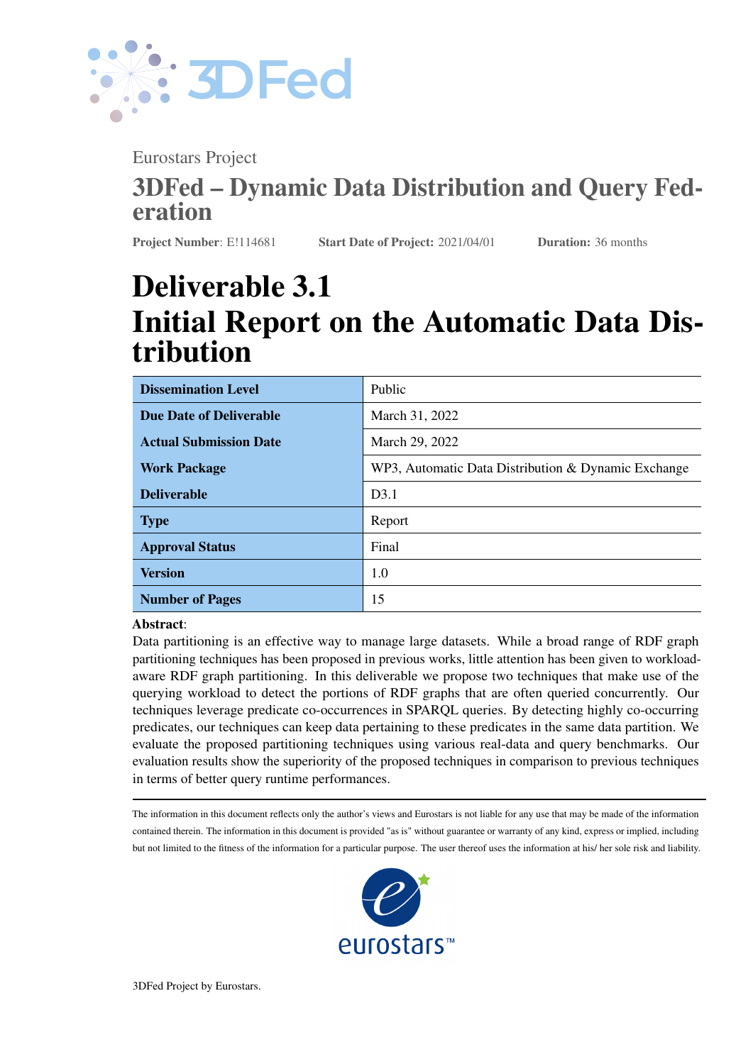Eurostars Project

## 3DFed – Dynamic Data Distribution and Query Federation

**Project Number**: E!114681 **Start Date of Project:** 2021/04/01 **Duration:** 36 months

# Deliverable 3.1
# Initial Report on the Automatic Data Distribution

| | |
|---|---|
| **Dissemination Level** | Public |
| **Due Date of Deliverable** | March 31, 2022 |
| **Actual Submission Date** | March 29, 2022 |
| **Work Package** | WP3, Automatic Data Distribution & Dynamic Exchange |
| **Deliverable** | D3.1 |
| **Type** | Report |
| **Approval Status** | Final |
| **Version** | 1.0 |
| **Number of Pages** | 15 |

**Abstract**:
Data partitioning is an effective way to manage large datasets. While a broad range of RDF graph partitioning techniques has been proposed in previous works, little attention has been given to workload-aware RDF graph partitioning. In this deliverable we propose two techniques that make use of the querying workload to detect the portions of RDF graphs that are often queried concurrently. Our techniques leverage predicate co-occurrences in SPARQL queries. By detecting highly co-occurring predicates, our techniques can keep data pertaining to these predicates in the same data partition. We evaluate the proposed partitioning techniques using various real-data and query benchmarks. Our evaluation results show the superiority of the proposed techniques in comparison to previous techniques in terms of better query runtime performances.

The information in this document reflects only the author's views and Eurostars is not liable for any use that may be made of the information contained therein. The information in this document is provided "as is" without guarantee or warranty of any kind, express or implied, including but not limited to the fitness of the information for a particular purpose. The user thereof uses the information at his/ her sole risk and liability.

3DFed Project by Eurostars.